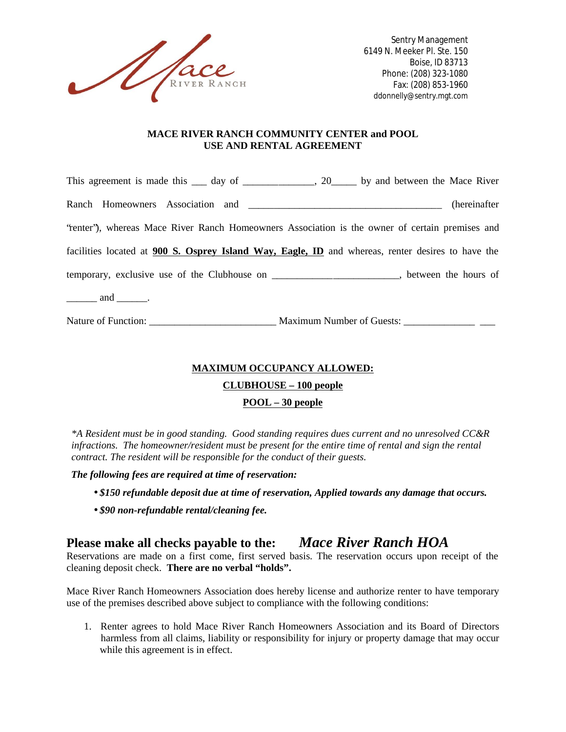Mace River Ranch

Sentry Management
6149 N. Meeker Pl. Ste. 150
Boise, ID 83713
Phone: (208) 323-1080
Fax: (208) 853-1960
ddonnelly@sentry.mgt.com

**MACE RIVER RANCH COMMUNITY CENTER and POOL**
**USE AND RENTAL AGREEMENT**

This agreement is made this ___ day of ______________, 20_____ by and between the Mace River Ranch Homeowners Association and ______________________________________ (hereinafter "renter"), whereas Mace River Ranch Homeowners Association is the owner of certain premises and facilities located at **900 S. Osprey Island Way, Eagle, ID** and whereas, renter desires to have the temporary, exclusive use of the Clubhouse on _________________________, between the hours of ______ and ______.

Nature of Function: _________________________ Maximum Number of Guests: ______________ ___

**MAXIMUM OCCUPANCY ALLOWED:**

**CLUBHOUSE – 100 people**

**POOL – 30 people**

*\*A Resident must be in good standing. Good standing requires dues current and no unresolved CC&R infractions. The homeowner/resident must be present for the entire time of rental and sign the rental contract. The resident will be responsible for the conduct of their guests.*

***The following fees are required at time of reservation:***

- ***$150 refundable deposit due at time of reservation, Applied towards any damage that occurs.***
- ***$90 non-refundable rental/cleaning fee.***

**Please make all checks payable to the:** ***Mace River Ranch HOA***

Reservations are made on a first come, first served basis. The reservation occurs upon receipt of the cleaning deposit check. **There are no verbal "holds".**

Mace River Ranch Homeowners Association does hereby license and authorize renter to have temporary use of the premises described above subject to compliance with the following conditions:

1. Renter agrees to hold Mace River Ranch Homeowners Association and its Board of Directors harmless from all claims, liability or responsibility for injury or property damage that may occur while this agreement is in effect.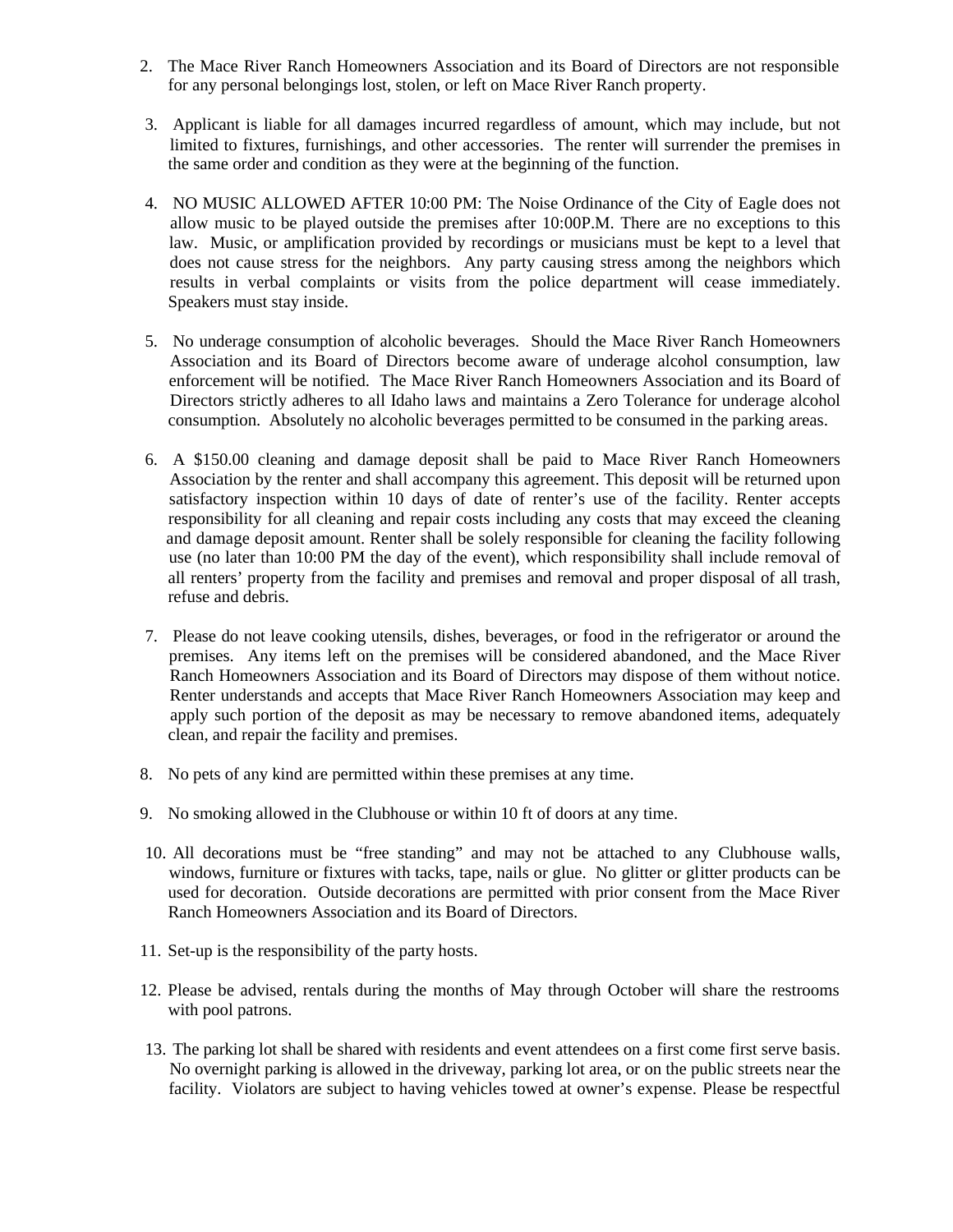2. The Mace River Ranch Homeowners Association and its Board of Directors are not responsible for any personal belongings lost, stolen, or left on Mace River Ranch property.

3. Applicant is liable for all damages incurred regardless of amount, which may include, but not limited to fixtures, furnishings, and other accessories. The renter will surrender the premises in the same order and condition as they were at the beginning of the function.

4. NO MUSIC ALLOWED AFTER 10:00 PM: The Noise Ordinance of the City of Eagle does not allow music to be played outside the premises after 10:00P.M. There are no exceptions to this law. Music, or amplification provided by recordings or musicians must be kept to a level that does not cause stress for the neighbors. Any party causing stress among the neighbors which results in verbal complaints or visits from the police department will cease immediately. Speakers must stay inside.

5. No underage consumption of alcoholic beverages. Should the Mace River Ranch Homeowners Association and its Board of Directors become aware of underage alcohol consumption, law enforcement will be notified. The Mace River Ranch Homeowners Association and its Board of Directors strictly adheres to all Idaho laws and maintains a Zero Tolerance for underage alcohol consumption. Absolutely no alcoholic beverages permitted to be consumed in the parking areas.

6. A $150.00 cleaning and damage deposit shall be paid to Mace River Ranch Homeowners Association by the renter and shall accompany this agreement. This deposit will be returned upon satisfactory inspection within 10 days of date of renter's use of the facility. Renter accepts responsibility for all cleaning and repair costs including any costs that may exceed the cleaning and damage deposit amount. Renter shall be solely responsible for cleaning the facility following use (no later than 10:00 PM the day of the event), which responsibility shall include removal of all renters' property from the facility and premises and removal and proper disposal of all trash, refuse and debris.

7. Please do not leave cooking utensils, dishes, beverages, or food in the refrigerator or around the premises. Any items left on the premises will be considered abandoned, and the Mace River Ranch Homeowners Association and its Board of Directors may dispose of them without notice. Renter understands and accepts that Mace River Ranch Homeowners Association may keep and apply such portion of the deposit as may be necessary to remove abandoned items, adequately clean, and repair the facility and premises.

8. No pets of any kind are permitted within these premises at any time.

9. No smoking allowed in the Clubhouse or within 10 ft of doors at any time.

10. All decorations must be "free standing" and may not be attached to any Clubhouse walls, windows, furniture or fixtures with tacks, tape, nails or glue. No glitter or glitter products can be used for decoration. Outside decorations are permitted with prior consent from the Mace River Ranch Homeowners Association and its Board of Directors.

11. Set-up is the responsibility of the party hosts.

12. Please be advised, rentals during the months of May through October will share the restrooms with pool patrons.

13. The parking lot shall be shared with residents and event attendees on a first come first serve basis. No overnight parking is allowed in the driveway, parking lot area, or on the public streets near the facility. Violators are subject to having vehicles towed at owner's expense. Please be respectful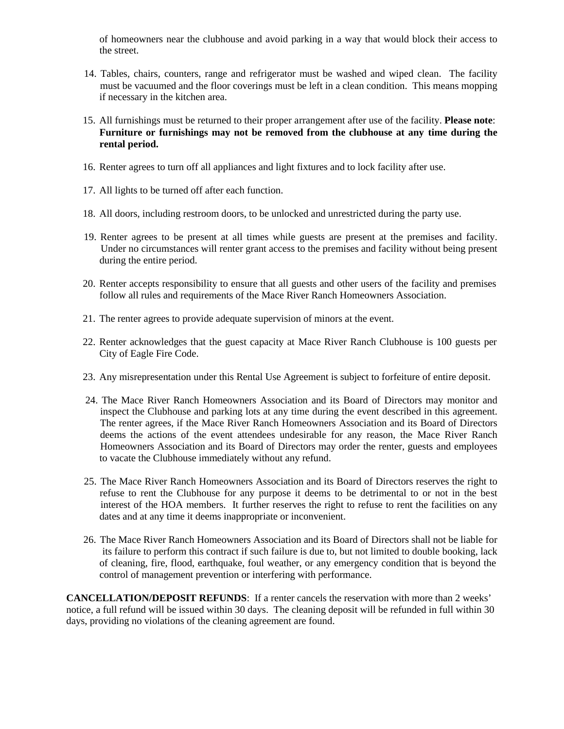of homeowners near the clubhouse and avoid parking in a way that would block their access to the street.

14. Tables, chairs, counters, range and refrigerator must be washed and wiped clean. The facility must be vacuumed and the floor coverings must be left in a clean condition. This means mopping if necessary in the kitchen area.

15. All furnishings must be returned to their proper arrangement after use of the facility. **Please note**: **Furniture or furnishings may not be removed from the clubhouse at any time during the rental period.**

16. Renter agrees to turn off all appliances and light fixtures and to lock facility after use.

17. All lights to be turned off after each function.

18. All doors, including restroom doors, to be unlocked and unrestricted during the party use.

19. Renter agrees to be present at all times while guests are present at the premises and facility. Under no circumstances will renter grant access to the premises and facility without being present during the entire period.

20. Renter accepts responsibility to ensure that all guests and other users of the facility and premises follow all rules and requirements of the Mace River Ranch Homeowners Association.

21. The renter agrees to provide adequate supervision of minors at the event.

22. Renter acknowledges that the guest capacity at Mace River Ranch Clubhouse is 100 guests per City of Eagle Fire Code.

23. Any misrepresentation under this Rental Use Agreement is subject to forfeiture of entire deposit.

24. The Mace River Ranch Homeowners Association and its Board of Directors may monitor and inspect the Clubhouse and parking lots at any time during the event described in this agreement. The renter agrees, if the Mace River Ranch Homeowners Association and its Board of Directors deems the actions of the event attendees undesirable for any reason, the Mace River Ranch Homeowners Association and its Board of Directors may order the renter, guests and employees to vacate the Clubhouse immediately without any refund.

25. The Mace River Ranch Homeowners Association and its Board of Directors reserves the right to refuse to rent the Clubhouse for any purpose it deems to be detrimental to or not in the best interest of the HOA members. It further reserves the right to refuse to rent the facilities on any dates and at any time it deems inappropriate or inconvenient.

26. The Mace River Ranch Homeowners Association and its Board of Directors shall not be liable for its failure to perform this contract if such failure is due to, but not limited to double booking, lack of cleaning, fire, flood, earthquake, foul weather, or any emergency condition that is beyond the control of management prevention or interfering with performance.

**CANCELLATION/DEPOSIT REFUNDS**: If a renter cancels the reservation with more than 2 weeks' notice, a full refund will be issued within 30 days. The cleaning deposit will be refunded in full within 30 days, providing no violations of the cleaning agreement are found.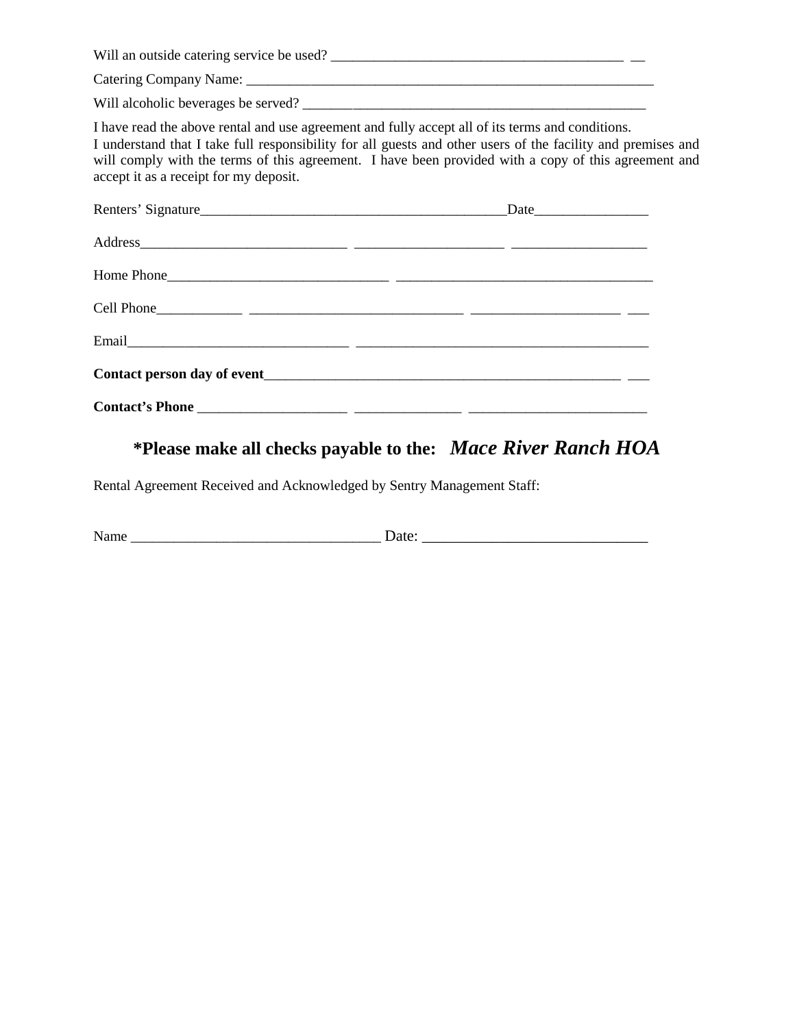Will an outside catering service be used? ________________________________________ __

Catering Company Name: ________________________________________________________

Will alcoholic beverages be served? _______________________________________________

I have read the above rental and use agreement and fully accept all of its terms and conditions.
I understand that I take full responsibility for all guests and other users of the facility and premises and will comply with the terms of this agreement. I have been provided with a copy of this agreement and accept it as a receipt for my deposit.

Renters' Signature__________________________________________Date_______________

Address_____________________________ ____________________ __________________

Home Phone______________________________ ___________________________________

Cell Phone___________ _____________________________ ____________________ ___

Email______________________________ ________________________________________

**Contact person day of event**__________________________________________________ ___

**Contact's Phone** ____________________ ______________ ________________________

**\*Please make all checks payable to the:** ***Mace River Ranch HOA***

Rental Agreement Received and Acknowledged by Sentry Management Staff:

Name __________________________________ Date: ____________________________